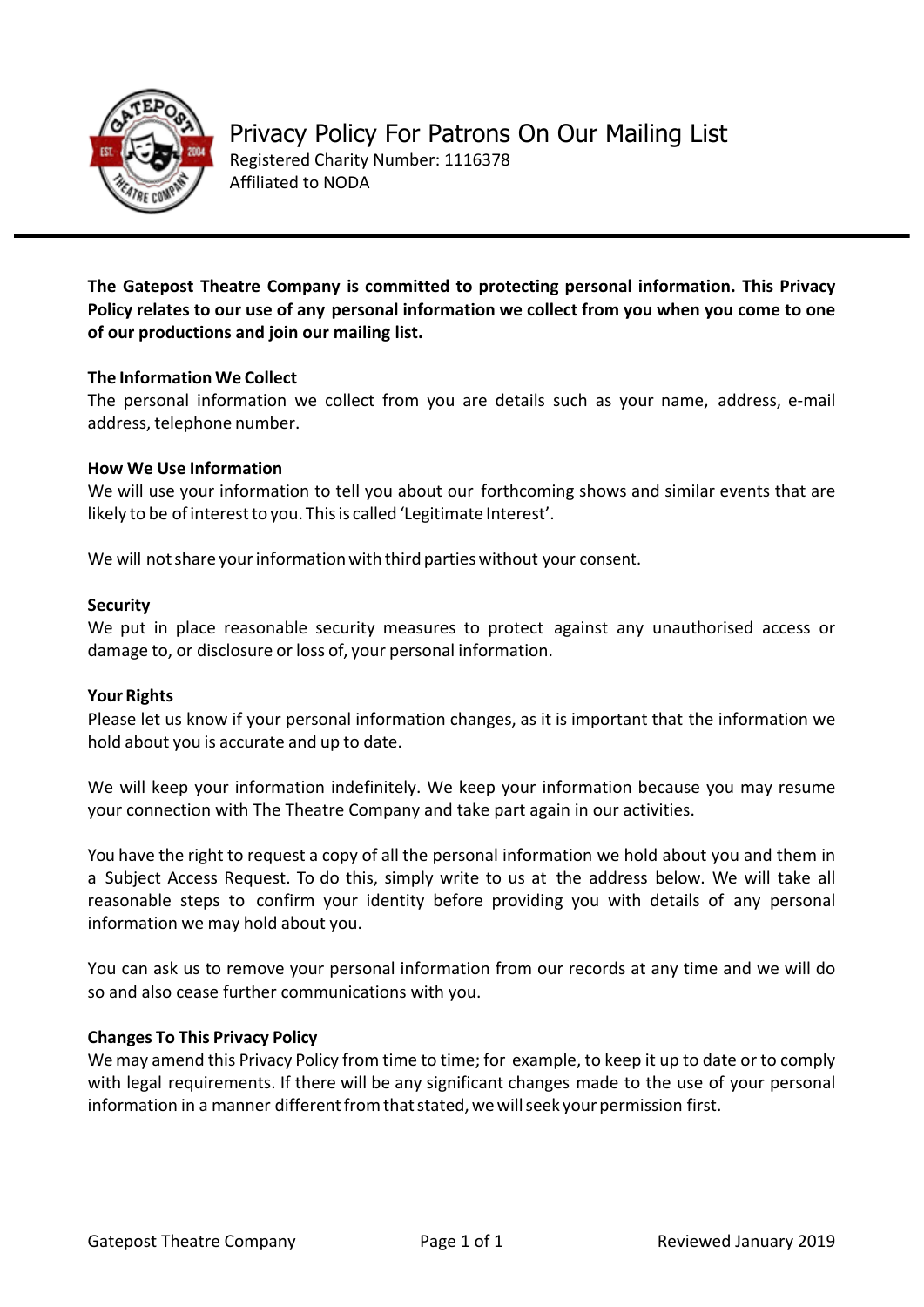# Privacy Policy For Patrons On Our Mailing List

Registered Charity Number: 1116378
Affiliated to NODA

**The Gatepost Theatre Company is committed to protecting personal information. This Privacy Policy relates to our use of any personal information we collect from you when you come to one of our productions and join our mailing list.**

**The Information We Collect**

The personal information we collect from you are details such as your name, address, e-mail address, telephone number.

**How We Use Information**

We will use your information to tell you about our forthcoming shows and similar events that are likely to be of interest to you. This is called 'Legitimate Interest'.

We will not share your information with third parties without your consent.

**Security**

We put in place reasonable security measures to protect against any unauthorised access or damage to, or disclosure or loss of, your personal information.

**Your Rights**

Please let us know if your personal information changes, as it is important that the information we hold about you is accurate and up to date.

We will keep your information indefinitely. We keep your information because you may resume your connection with The Theatre Company and take part again in our activities.

You have the right to request a copy of all the personal information we hold about you and them in a Subject Access Request. To do this, simply write to us at the address below. We will take all reasonable steps to confirm your identity before providing you with details of any personal information we may hold about you.

You can ask us to remove your personal information from our records at any time and we will do so and also cease further communications with you.

**Changes To This Privacy Policy**

We may amend this Privacy Policy from time to time; for example, to keep it up to date or to comply with legal requirements. If there will be any significant changes made to the use of your personal information in a manner different from that stated, we will seek your permission first.

Reviewed January 2019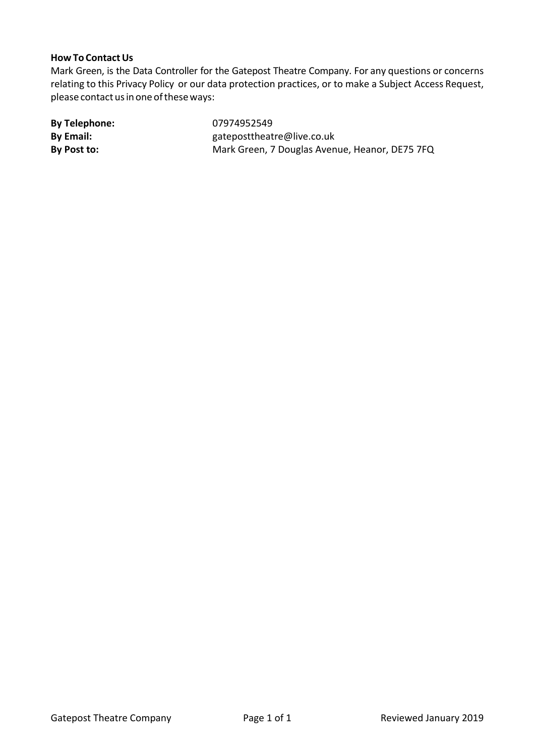**How To Contact Us**

Mark Green, is the Data Controller for the Gatepost Theatre Company. For any questions or concerns relating to this Privacy Policy or our data protection practices, or to make a Subject Access Request, please contact us in one of these ways:

| | |
|---|---|
| **By Telephone:** | 07974952549 |
| **By Email:** | gateposttheatre@live.co.uk |
| **By Post to:** | Mark Green, 7 Douglas Avenue, Heanor, DE75 7FQ |